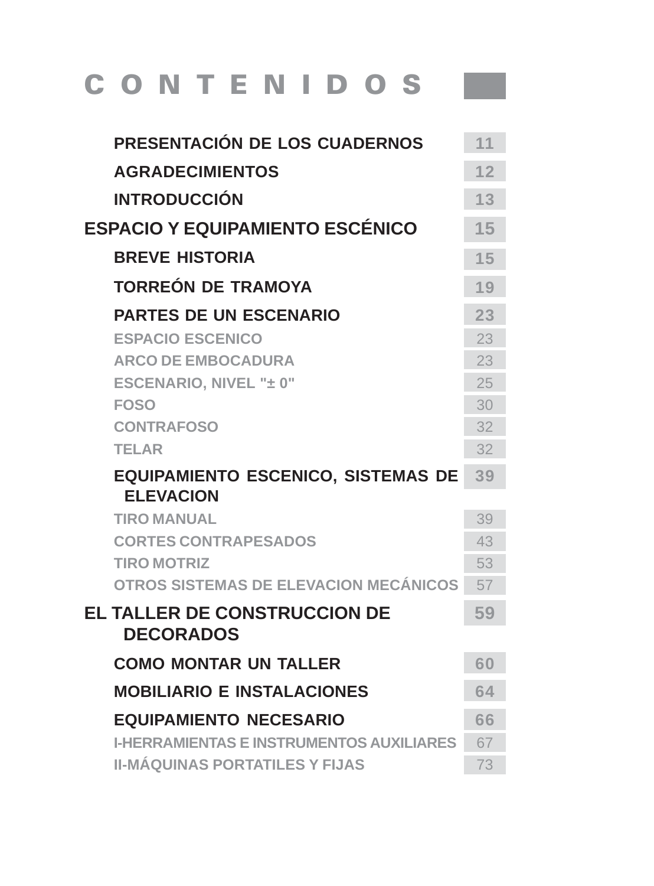# CONTENIDOS

| | |
|---|---|
| **PRESENTACIÓN DE LOS CUADERNOS** | 11 |
| **AGRADECIMIENTOS** | 12 |
| **INTRODUCCIÓN** | 13 |
| **ESPACIO Y EQUIPAMIENTO ESCÉNICO** | 15 |
| **BREVE HISTORIA** | 15 |
| **TORREÓN DE TRAMOYA** | 19 |
| **PARTES DE UN ESCENARIO** | 23 |
| ESPACIO ESCENICO | 23 |
| ARCO DE EMBOCADURA | 23 |
| ESCENARIO, NIVEL "± 0" | 25 |
| FOSO | 30 |
| CONTRAFOSO | 32 |
| TELAR | 32 |
| **EQUIPAMIENTO ESCENICO, SISTEMAS DE ELEVACION** | 39 |
| TIRO MANUAL | 39 |
| CORTES CONTRAPESADOS | 43 |
| TIRO MOTRIZ | 53 |
| OTROS SISTEMAS DE ELEVACION MECÁNICOS | 57 |
| **EL TALLER DE CONSTRUCCION DE DECORADOS** | 59 |
| **COMO MONTAR UN TALLER** | 60 |
| **MOBILIARIO E INSTALACIONES** | 64 |
| **EQUIPAMIENTO NECESARIO** | 66 |
| I-HERRAMIENTAS E INSTRUMENTOS AUXILIARES | 67 |
| II-MÁQUINAS PORTATILES Y FIJAS | 73 |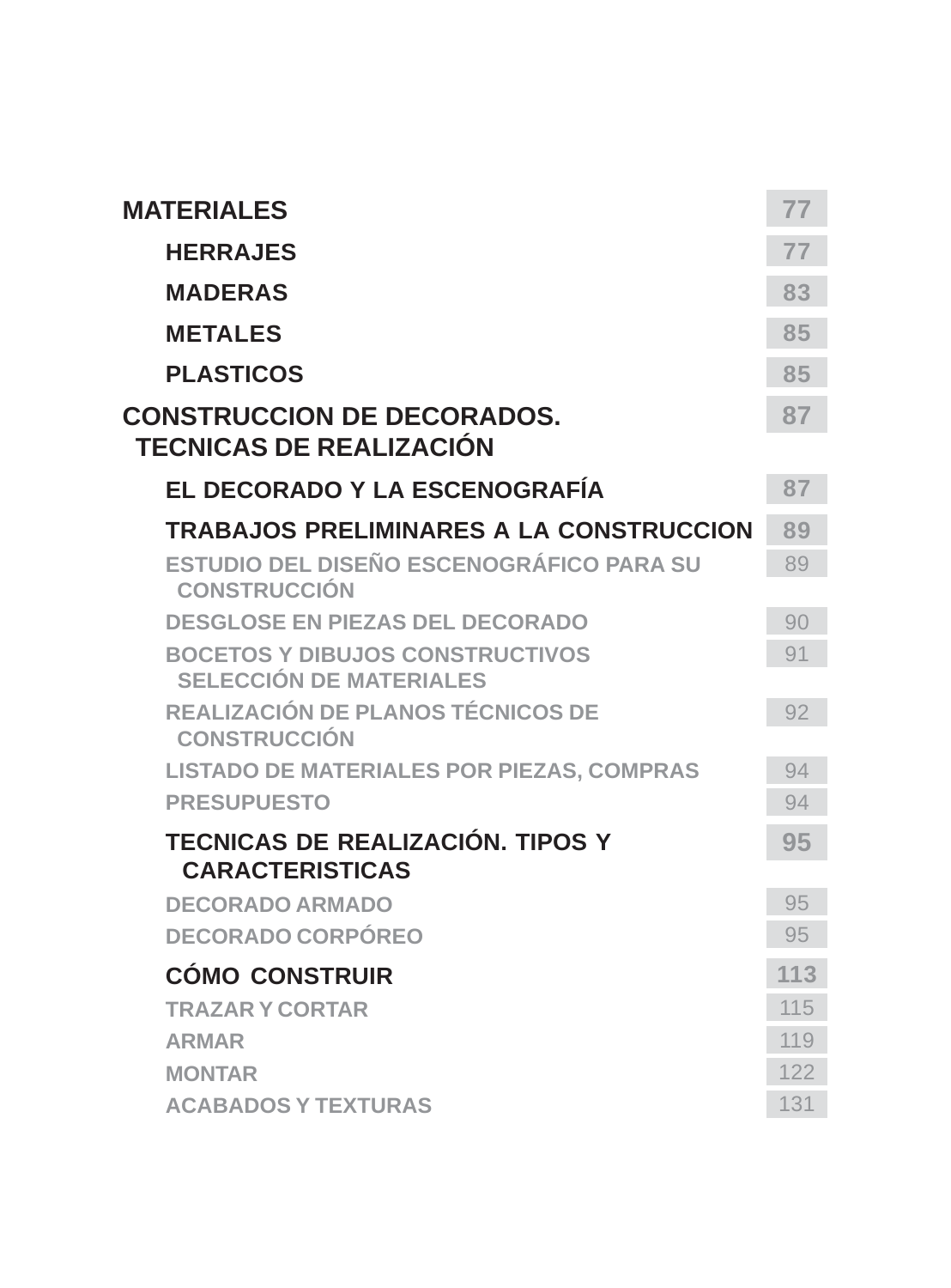| | |
|---|---|
| **MATERIALES** | **77** |
| **HERRAJES** | **77** |
| **MADERAS** | **83** |
| **METALES** | **85** |
| **PLASTICOS** | **85** |
| **CONSTRUCCION DE DECORADOS. TECNICAS DE REALIZACIÓN** | **87** |
| **EL DECORADO Y LA ESCENOGRAFÍA** | **87** |
| **TRABAJOS PRELIMINARES A LA CONSTRUCCION** | **89** |
| ESTUDIO DEL DISEÑO ESCENOGRÁFICO PARA SU CONSTRUCCIÓN | 89 |
| DESGLOSE EN PIEZAS DEL DECORADO | 90 |
| BOCETOS Y DIBUJOS CONSTRUCTIVOS SELECCIÓN DE MATERIALES | 91 |
| REALIZACIÓN DE PLANOS TÉCNICOS DE CONSTRUCCIÓN | 92 |
| LISTADO DE MATERIALES POR PIEZAS, COMPRAS | 94 |
| PRESUPUESTO | 94 |
| **TECNICAS DE REALIZACIÓN. TIPOS Y CARACTERISTICAS** | **95** |
| DECORADO ARMADO | 95 |
| DECORADO CORPÓREO | 95 |
| **CÓMO CONSTRUIR** | **113** |
| TRAZAR Y CORTAR | 115 |
| ARMAR | 119 |
| MONTAR | 122 |
| ACABADOS Y TEXTURAS | 131 |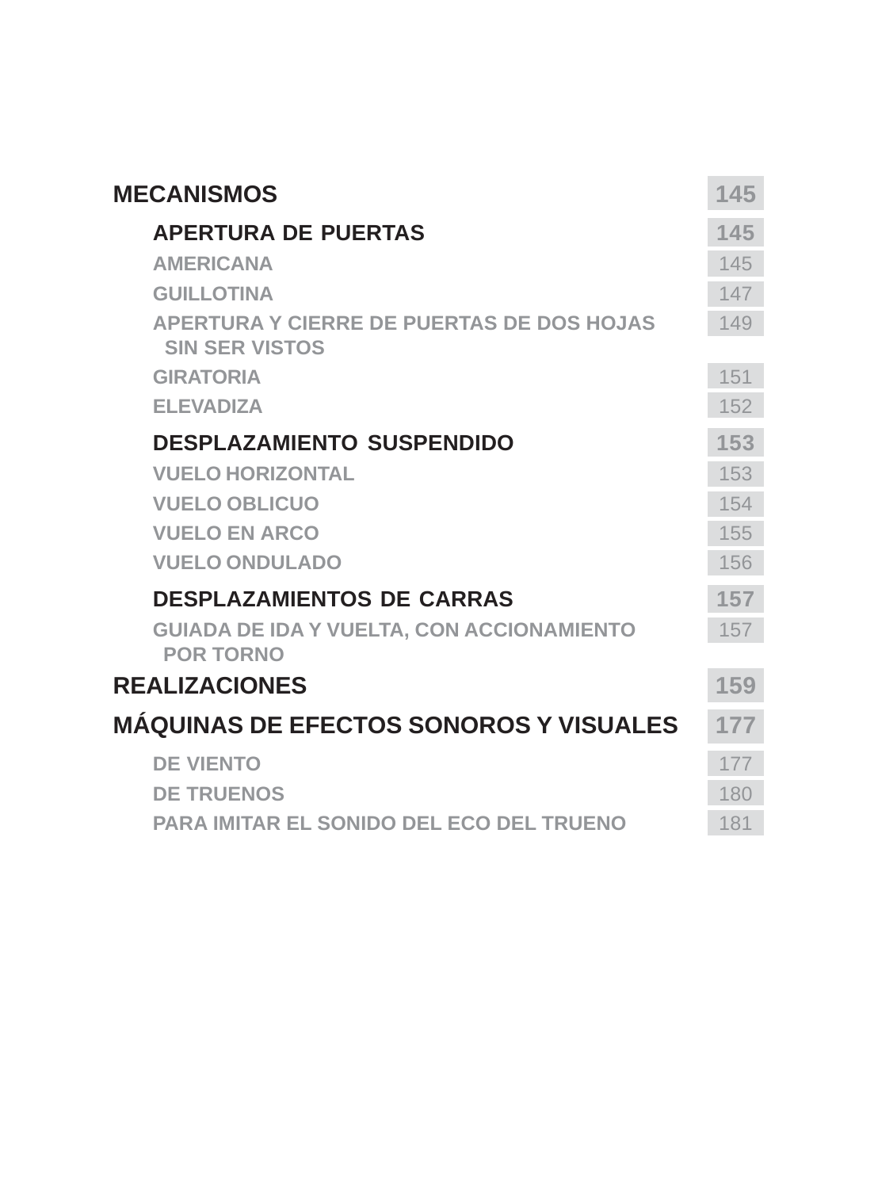| | |
|---|---|
| **MECANISMOS** | **145** |
| **APERTURA DE PUERTAS** | **145** |
| AMERICANA | 145 |
| GUILLOTINA | 147 |
| APERTURA Y CIERRE DE PUERTAS DE DOS HOJAS SIN SER VISTOS | 149 |
| GIRATORIA | 151 |
| ELEVADIZA | 152 |
| **DESPLAZAMIENTO SUSPENDIDO** | **153** |
| VUELO HORIZONTAL | 153 |
| VUELO OBLICUO | 154 |
| VUELO EN ARCO | 155 |
| VUELO ONDULADO | 156 |
| **DESPLAZAMIENTOS DE CARRAS** | **157** |
| GUIADA DE IDA Y VUELTA, CON ACCIONAMIENTO POR TORNO | 157 |
| **REALIZACIONES** | **159** |
| **MÁQUINAS DE EFECTOS SONOROS Y VISUALES** | **177** |
| DE VIENTO | 177 |
| DE TRUENOS | 180 |
| PARA IMITAR EL SONIDO DEL ECO DEL TRUENO | 181 |